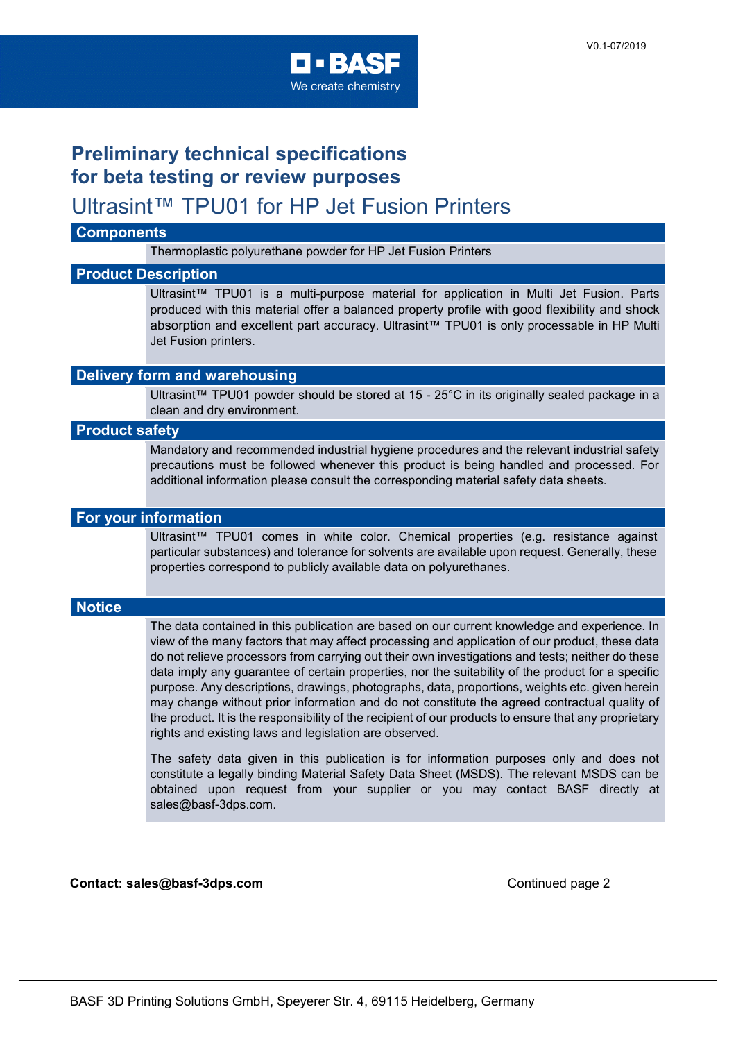**BASF**
We create chemistry

V0.1-07/2019

# Preliminary technical specifications for beta testing or review purposes

# Ultrasint™ TPU01 for HP Jet Fusion Printers

## Components

Thermoplastic polyurethane powder for HP Jet Fusion Printers

## Product Description

Ultrasint™ TPU01 is a multi-purpose material for application in Multi Jet Fusion. Parts produced with this material offer a balanced property profile with good flexibility and shock absorption and excellent part accuracy. Ultrasint™ TPU01 is only processable in HP Multi Jet Fusion printers.

## Delivery form and warehousing

Ultrasint™ TPU01 powder should be stored at 15 - 25°C in its originally sealed package in a clean and dry environment.

## Product safety

Mandatory and recommended industrial hygiene procedures and the relevant industrial safety precautions must be followed whenever this product is being handled and processed. For additional information please consult the corresponding material safety data sheets.

## For your information

Ultrasint™ TPU01 comes in white color. Chemical properties (e.g. resistance against particular substances) and tolerance for solvents are available upon request. Generally, these properties correspond to publicly available data on polyurethanes.

## Notice

The data contained in this publication are based on our current knowledge and experience. In view of the many factors that may affect processing and application of our product, these data do not relieve processors from carrying out their own investigations and tests; neither do these data imply any guarantee of certain properties, nor the suitability of the product for a specific purpose. Any descriptions, drawings, photographs, data, proportions, weights etc. given herein may change without prior information and do not constitute the agreed contractual quality of the product. It is the responsibility of the recipient of our products to ensure that any proprietary rights and existing laws and legislation are observed.

The safety data given in this publication is for information purposes only and does not constitute a legally binding Material Safety Data Sheet (MSDS). The relevant MSDS can be obtained upon request from your supplier or you may contact BASF directly at sales@basf-3dps.com.

**Contact: sales@basf-3dps.com**

Continued page 2

BASF 3D Printing Solutions GmbH, Speyerer Str. 4, 69115 Heidelberg, Germany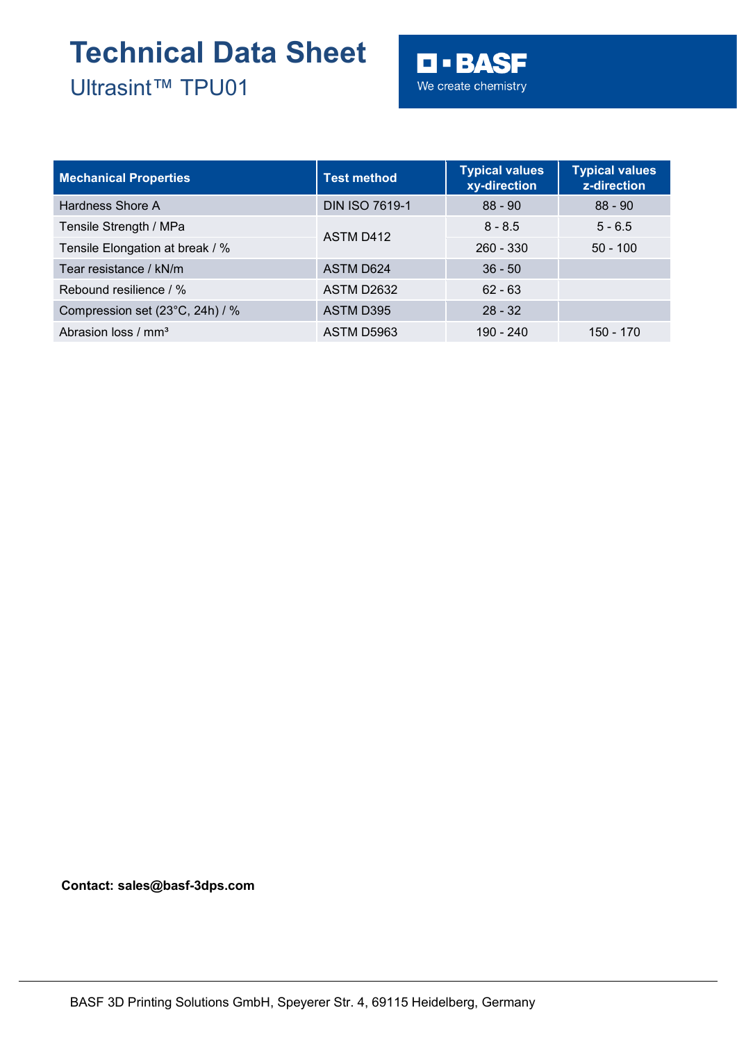# Technical Data Sheet

## Ultrasint™ TPU01

| Mechanical Properties | Test method | Typical values xy-direction | Typical values z-direction |
|---|---|---|---|
| Hardness Shore A | DIN ISO 7619-1 | 88 - 90 | 88 - 90 |
| Tensile Strength / MPa | ASTM D412 | 8 - 8.5 | 5 - 6.5 |
| Tensile Elongation at break / % | ASTM D412 | 260 - 330 | 50 - 100 |
| Tear resistance / kN/m | ASTM D624 | 36 - 50 | |
| Rebound resilience / % | ASTM D2632 | 62 - 63 | |
| Compression set (23°C, 24h) / % | ASTM D395 | 28 - 32 | |
| Abrasion loss / mm³ | ASTM D5963 | 190 - 240 | 150 - 170 |

**Contact: sales@basf-3dps.com**

BASF 3D Printing Solutions GmbH, Speyerer Str. 4, 69115 Heidelberg, Germany